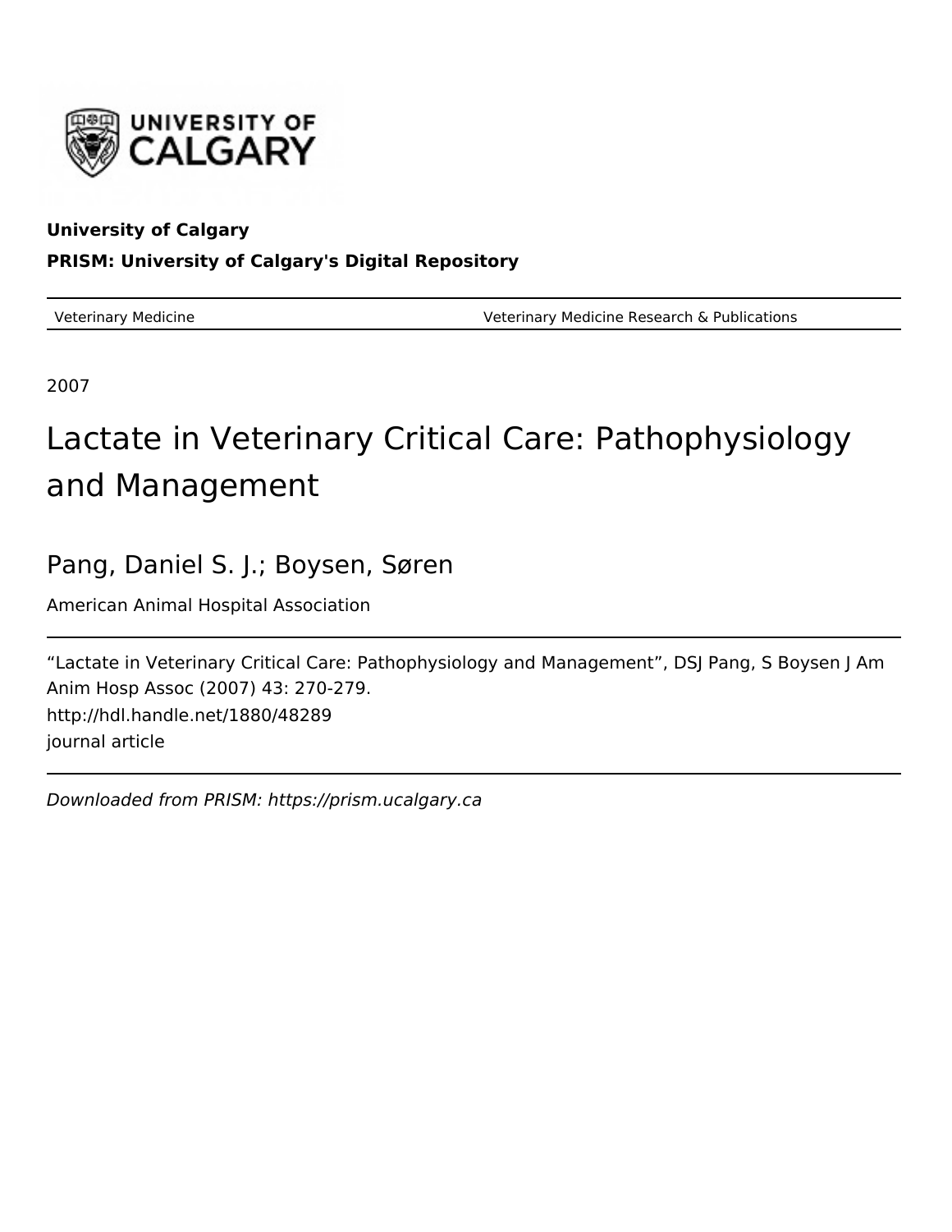University of Calgary

**PRISM: University of Calgary's Digital Repository**

Veterinary Medicine | Veterinary Medicine Research & Publications

2007

# Lactate in Veterinary Critical Care: Pathophysiology and Management

Pang, Daniel S. J.; Boysen, Søren

American Animal Hospital Association

"Lactate in Veterinary Critical Care: Pathophysiology and Management", DSJ Pang, S Boysen J Am Anim Hosp Assoc (2007) 43: 270-279.

http://hdl.handle.net/1880/48289

journal article

*Downloaded from PRISM: https://prism.ucalgary.ca*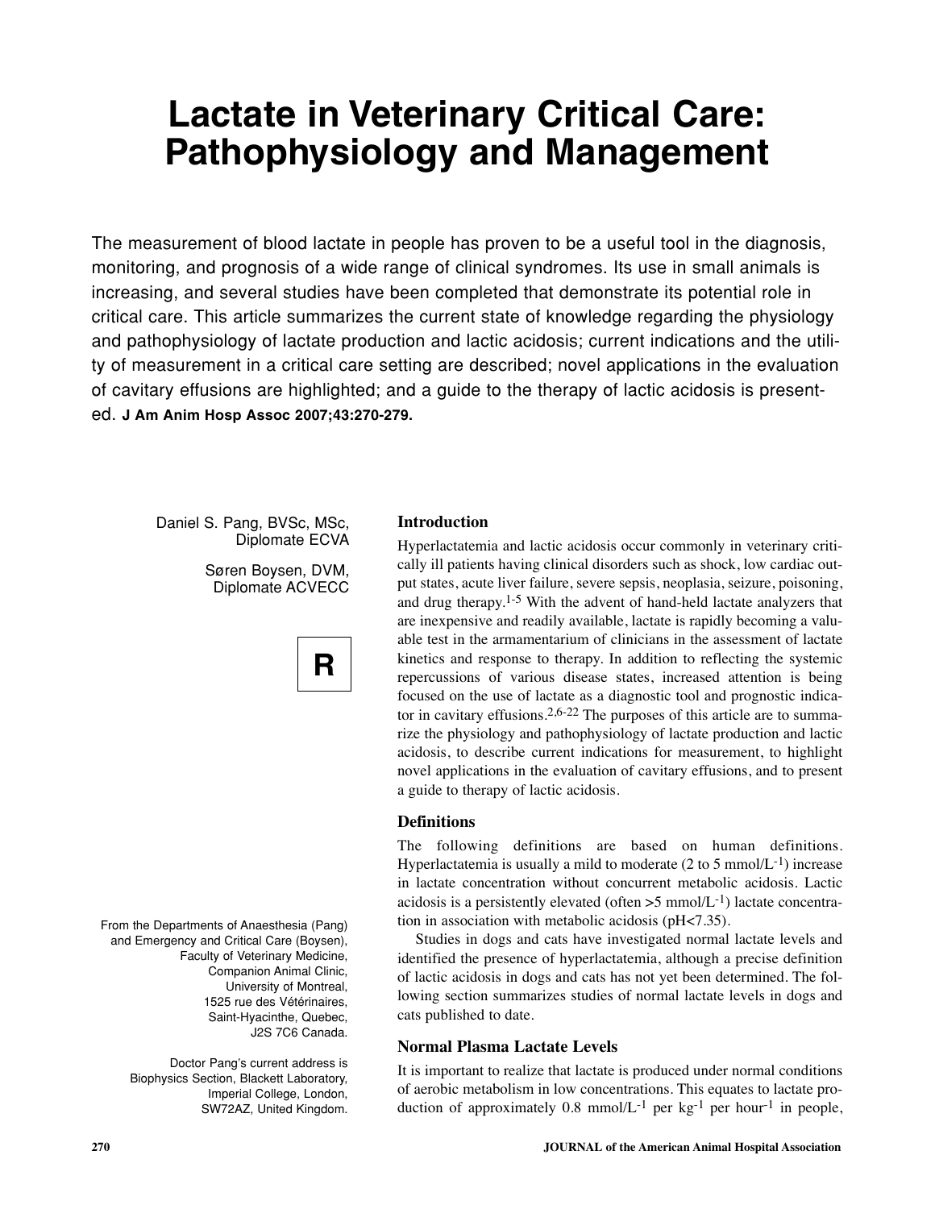# Lactate in Veterinary Critical Care: Pathophysiology and Management

The measurement of blood lactate in people has proven to be a useful tool in the diagnosis, monitoring, and prognosis of a wide range of clinical syndromes. Its use in small animals is increasing, and several studies have been completed that demonstrate its potential role in critical care. This article summarizes the current state of knowledge regarding the physiology and pathophysiology of lactate production and lactic acidosis; current indications and the utility of measurement in a critical care setting are described; novel applications in the evaluation of cavitary effusions are highlighted; and a guide to the therapy of lactic acidosis is presented. **J Am Anim Hosp Assoc 2007;43:270-279.**

Daniel S. Pang, BVSc, MSc, Diplomate ECVA

Søren Boysen, DVM, Diplomate ACVECC

**R**

From the Departments of Anaesthesia (Pang) and Emergency and Critical Care (Boysen), Faculty of Veterinary Medicine, Companion Animal Clinic, University of Montreal, 1525 rue des Vétérinaires, Saint-Hyacinthe, Quebec, J2S 7C6 Canada.

Doctor Pang's current address is Biophysics Section, Blackett Laboratory, Imperial College, London, SW72AZ, United Kingdom.

## Introduction

Hyperlactatemia and lactic acidosis occur commonly in veterinary critically ill patients having clinical disorders such as shock, low cardiac output states, acute liver failure, severe sepsis, neoplasia, seizure, poisoning, and drug therapy.[1-5] With the advent of hand-held lactate analyzers that are inexpensive and readily available, lactate is rapidly becoming a valuable test in the armamentarium of clinicians in the assessment of lactate kinetics and response to therapy. In addition to reflecting the systemic repercussions of various disease states, increased attention is being focused on the use of lactate as a diagnostic tool and prognostic indicator in cavitary effusions.[2,6-22] The purposes of this article are to summarize the physiology and pathophysiology of lactate production and lactic acidosis, to describe current indications for measurement, to highlight novel applications in the evaluation of cavitary effusions, and to present a guide to therapy of lactic acidosis.

## Definitions

The following definitions are based on human definitions. Hyperlactatemia is usually a mild to moderate (2 to 5 $mmol/L^{-1}$) increase in lactate concentration without concurrent metabolic acidosis. Lactic acidosis is a persistently elevated (often >5 $mmol/L^{-1}$) lactate concentration in association with metabolic acidosis (pH<7.35).

Studies in dogs and cats have investigated normal lactate levels and identified the presence of hyperlactatemia, although a precise definition of lactic acidosis in dogs and cats has not yet been determined. The following section summarizes studies of normal lactate levels in dogs and cats published to date.

## Normal Plasma Lactate Levels

It is important to realize that lactate is produced under normal conditions of aerobic metabolism in low concentrations. This equates to lactate production of approximately 0.8 $mmol/L^{-1}$ per $kg^{-1}$ per $hour^{-1}$ in people,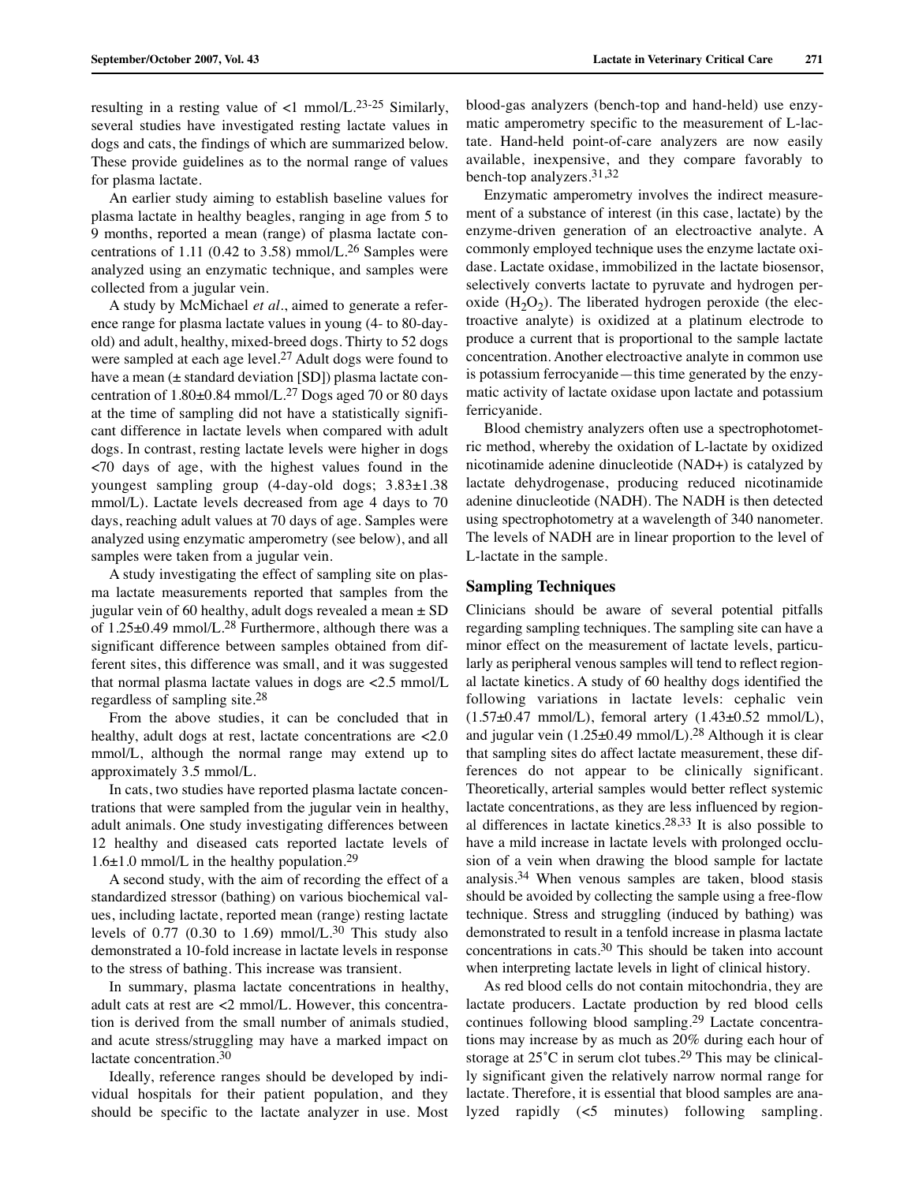resulting in a resting value of <1 mmol/L.[23-25] Similarly, several studies have investigated resting lactate values in dogs and cats, the findings of which are summarized below. These provide guidelines as to the normal range of values for plasma lactate.

An earlier study aiming to establish baseline values for plasma lactate in healthy beagles, ranging in age from 5 to 9 months, reported a mean (range) of plasma lactate concentrations of 1.11 (0.42 to 3.58) mmol/L.[26] Samples were analyzed using an enzymatic technique, and samples were collected from a jugular vein.

A study by McMichael *et al*., aimed to generate a reference range for plasma lactate values in young (4- to 80-day-old) and adult, healthy, mixed-breed dogs. Thirty to 52 dogs were sampled at each age level.[27] Adult dogs were found to have a mean (± standard deviation [SD]) plasma lactate concentration of 1.80±0.84 mmol/L.[27] Dogs aged 70 or 80 days at the time of sampling did not have a statistically significant difference in lactate levels when compared with adult dogs. In contrast, resting lactate levels were higher in dogs <70 days of age, with the highest values found in the youngest sampling group (4-day-old dogs; 3.83±1.38 mmol/L). Lactate levels decreased from age 4 days to 70 days, reaching adult values at 70 days of age. Samples were analyzed using enzymatic amperometry (see below), and all samples were taken from a jugular vein.

A study investigating the effect of sampling site on plasma lactate measurements reported that samples from the jugular vein of 60 healthy, adult dogs revealed a mean ± SD of 1.25±0.49 mmol/L.[28] Furthermore, although there was a significant difference between samples obtained from different sites, this difference was small, and it was suggested that normal plasma lactate values in dogs are <2.5 mmol/L regardless of sampling site.[28]

From the above studies, it can be concluded that in healthy, adult dogs at rest, lactate concentrations are <2.0 mmol/L, although the normal range may extend up to approximately 3.5 mmol/L.

In cats, two studies have reported plasma lactate concentrations that were sampled from the jugular vein in healthy, adult animals. One study investigating differences between 12 healthy and diseased cats reported lactate levels of 1.6±1.0 mmol/L in the healthy population.[29]

A second study, with the aim of recording the effect of a standardized stressor (bathing) on various biochemical values, including lactate, reported mean (range) resting lactate levels of 0.77 (0.30 to 1.69) mmol/L.[30] This study also demonstrated a 10-fold increase in lactate levels in response to the stress of bathing. This increase was transient.

In summary, plasma lactate concentrations in healthy, adult cats at rest are <2 mmol/L. However, this concentration is derived from the small number of animals studied, and acute stress/struggling may have a marked impact on lactate concentration.[30]

Ideally, reference ranges should be developed by individual hospitals for their patient population, and they should be specific to the lactate analyzer in use. Most blood-gas analyzers (bench-top and hand-held) use enzymatic amperometry specific to the measurement of L-lactate. Hand-held point-of-care analyzers are now easily available, inexpensive, and they compare favorably to bench-top analyzers.[31,32]

Enzymatic amperometry involves the indirect measurement of a substance of interest (in this case, lactate) by the enzyme-driven generation of an electroactive analyte. A commonly employed technique uses the enzyme lactate oxidase. Lactate oxidase, immobilized in the lactate biosensor, selectively converts lactate to pyruvate and hydrogen peroxide ($H_2O_2$). The liberated hydrogen peroxide (the electroactive analyte) is oxidized at a platinum electrode to produce a current that is proportional to the sample lactate concentration. Another electroactive analyte in common use is potassium ferrocyanide—this time generated by the enzymatic activity of lactate oxidase upon lactate and potassium ferricyanide.

Blood chemistry analyzers often use a spectrophotometric method, whereby the oxidation of L-lactate by oxidized nicotinamide adenine dinucleotide (NAD+) is catalyzed by lactate dehydrogenase, producing reduced nicotinamide adenine dinucleotide (NADH). The NADH is then detected using spectrophotometry at a wavelength of 340 nanometer. The levels of NADH are in linear proportion to the level of L-lactate in the sample.

## Sampling Techniques

Clinicians should be aware of several potential pitfalls regarding sampling techniques. The sampling site can have a minor effect on the measurement of lactate levels, particularly as peripheral venous samples will tend to reflect regional lactate kinetics. A study of 60 healthy dogs identified the following variations in lactate levels: cephalic vein (1.57±0.47 mmol/L), femoral artery (1.43±0.52 mmol/L), and jugular vein (1.25±0.49 mmol/L).[28] Although it is clear that sampling sites do affect lactate measurement, these differences do not appear to be clinically significant. Theoretically, arterial samples would better reflect systemic lactate concentrations, as they are less influenced by regional differences in lactate kinetics.[28,33] It is also possible to have a mild increase in lactate levels with prolonged occlusion of a vein when drawing the blood sample for lactate analysis.[34] When venous samples are taken, blood stasis should be avoided by collecting the sample using a free-flow technique. Stress and struggling (induced by bathing) was demonstrated to result in a tenfold increase in plasma lactate concentrations in cats.[30] This should be taken into account when interpreting lactate levels in light of clinical history.

As red blood cells do not contain mitochondria, they are lactate producers. Lactate production by red blood cells continues following blood sampling.[29] Lactate concentrations may increase by as much as 20% during each hour of storage at 25°C in serum clot tubes.[29] This may be clinically significant given the relatively narrow normal range for lactate. Therefore, it is essential that blood samples are analyzed rapidly (<5 minutes) following sampling.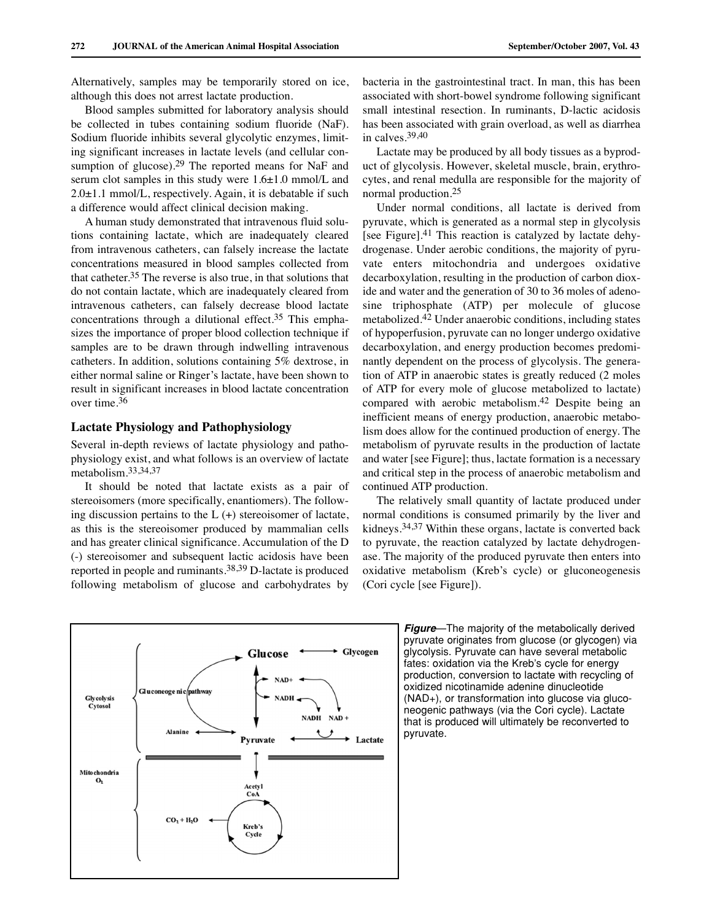Alternatively, samples may be temporarily stored on ice, although this does not arrest lactate production.

Blood samples submitted for laboratory analysis should be collected in tubes containing sodium fluoride (NaF). Sodium fluoride inhibits several glycolytic enzymes, limiting significant increases in lactate levels (and cellular consumption of glucose).[29] The reported means for NaF and serum clot samples in this study were 1.6±1.0 mmol/L and 2.0±1.1 mmol/L, respectively. Again, it is debatable if such a difference would affect clinical decision making.

A human study demonstrated that intravenous fluid solutions containing lactate, which are inadequately cleared from intravenous catheters, can falsely increase the lactate concentrations measured in blood samples collected from that catheter.[35] The reverse is also true, in that solutions that do not contain lactate, which are inadequately cleared from intravenous catheters, can falsely decrease blood lactate concentrations through a dilutional effect.[35] This emphasizes the importance of proper blood collection technique if samples are to be drawn through indwelling intravenous catheters. In addition, solutions containing 5% dextrose, in either normal saline or Ringer's lactate, have been shown to result in significant increases in blood lactate concentration over time.[36]

## Lactate Physiology and Pathophysiology

Several in-depth reviews of lactate physiology and pathophysiology exist, and what follows is an overview of lactate metabolism.[33,34,37]

It should be noted that lactate exists as a pair of stereoisomers (more specifically, enantiomers). The following discussion pertains to the L (+) stereoisomer of lactate, as this is the stereoisomer produced by mammalian cells and has greater clinical significance. Accumulation of the D (-) stereoisomer and subsequent lactic acidosis have been reported in people and ruminants.[38,39] D-lactate is produced following metabolism of glucose and carbohydrates by bacteria in the gastrointestinal tract. In man, this has been associated with short-bowel syndrome following significant small intestinal resection. In ruminants, D-lactic acidosis has been associated with grain overload, as well as diarrhea in calves.[39,40]

Lactate may be produced by all body tissues as a byproduct of glycolysis. However, skeletal muscle, brain, erythrocytes, and renal medulla are responsible for the majority of normal production.[25]

Under normal conditions, all lactate is derived from pyruvate, which is generated as a normal step in glycolysis [see Figure].[41] This reaction is catalyzed by lactate dehydrogenase. Under aerobic conditions, the majority of pyruvate enters mitochondria and undergoes oxidative decarboxylation, resulting in the production of carbon dioxide and water and the generation of 30 to 36 moles of adenosine triphosphate (ATP) per molecule of glucose metabolized.[42] Under anaerobic conditions, including states of hypoperfusion, pyruvate can no longer undergo oxidative decarboxylation, and energy production becomes predominantly dependent on the process of glycolysis. The generation of ATP in anaerobic states is greatly reduced (2 moles of ATP for every mole of glucose metabolized to lactate) compared with aerobic metabolism.[42] Despite being an inefficient means of energy production, anaerobic metabolism does allow for the continued production of energy. The metabolism of pyruvate results in the production of lactate and water [see Figure]; thus, lactate formation is a necessary and critical step in the process of anaerobic metabolism and continued ATP production.

The relatively small quantity of lactate produced under normal conditions is consumed primarily by the liver and kidneys.[34,37] Within these organs, lactate is converted back to pyruvate, the reaction catalyzed by lactate dehydrogenase. The majority of the produced pyruvate then enters into oxidative metabolism (Kreb's cycle) or gluconeogenesis (Cori cycle [see Figure]).

***Figure***—The majority of the metabolically derived pyruvate originates from glucose (or glycogen) via glycolysis. Pyruvate can have several metabolic fates: oxidation via the Kreb's cycle for energy production, conversion to lactate with recycling of oxidized nicotinamide adenine dinucleotide (NAD+), or transformation into glucose via gluconeogenic pathways (via the Cori cycle). Lactate that is produced will ultimately be reconverted to pyruvate.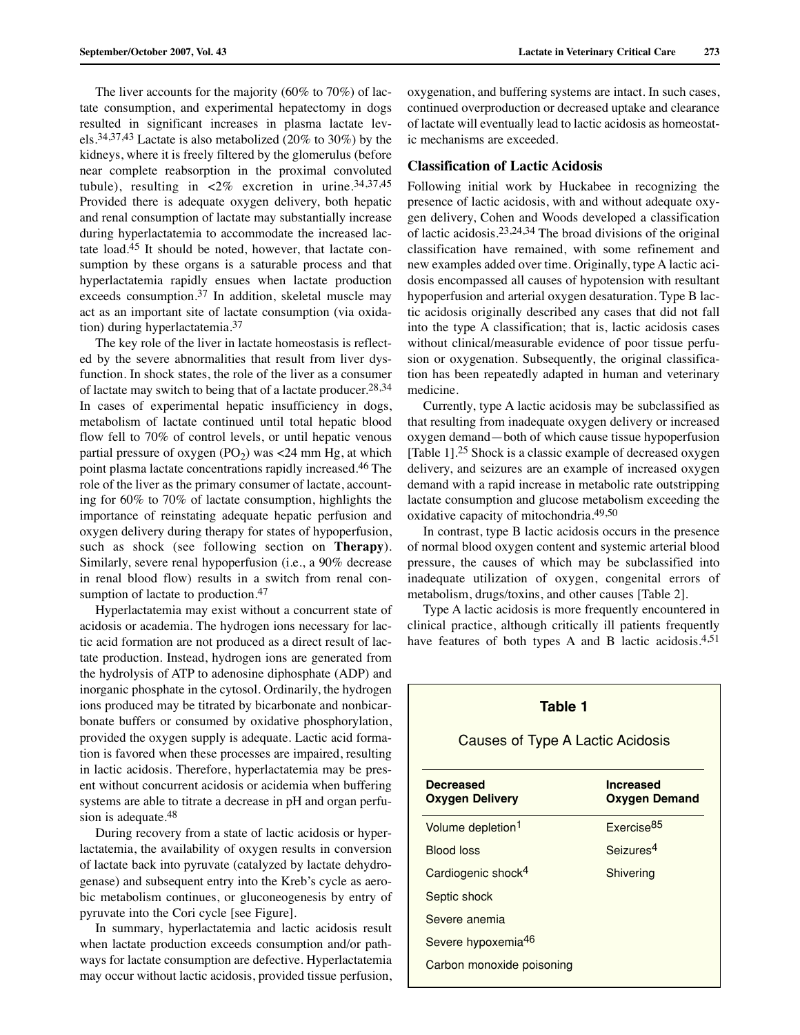The liver accounts for the majority (60% to 70%) of lactate consumption, and experimental hepatectomy in dogs resulted in significant increases in plasma lactate levels.[34,37,43] Lactate is also metabolized (20% to 30%) by the kidneys, where it is freely filtered by the glomerulus (before near complete reabsorption in the proximal convoluted tubule), resulting in <2% excretion in urine.[34,37,45] Provided there is adequate oxygen delivery, both hepatic and renal consumption of lactate may substantially increase during hyperlactatemia to accommodate the increased lactate load.[45] It should be noted, however, that lactate consumption by these organs is a saturable process and that hyperlactatemia rapidly ensues when lactate production exceeds consumption.[37] In addition, skeletal muscle may act as an important site of lactate consumption (via oxidation) during hyperlactatemia.[37]

The key role of the liver in lactate homeostasis is reflected by the severe abnormalities that result from liver dysfunction. In shock states, the role of the liver as a consumer of lactate may switch to being that of a lactate producer.[28,34] In cases of experimental hepatic insufficiency in dogs, metabolism of lactate continued until total hepatic blood flow fell to 70% of control levels, or until hepatic venous partial pressure of oxygen ($PO_2$) was <24 mm Hg, at which point plasma lactate concentrations rapidly increased.[46] The role of the liver as the primary consumer of lactate, accounting for 60% to 70% of lactate consumption, highlights the importance of reinstating adequate hepatic perfusion and oxygen delivery during therapy for states of hypoperfusion, such as shock (see following section on **Therapy**). Similarly, severe renal hypoperfusion (i.e., a 90% decrease in renal blood flow) results in a switch from renal consumption of lactate to production.[47]

Hyperlactatemia may exist without a concurrent state of acidosis or academia. The hydrogen ions necessary for lactic acid formation are not produced as a direct result of lactate production. Instead, hydrogen ions are generated from the hydrolysis of ATP to adenosine diphosphate (ADP) and inorganic phosphate in the cytosol. Ordinarily, the hydrogen ions produced may be titrated by bicarbonate and nonbicarbonate buffers or consumed by oxidative phosphorylation, provided the oxygen supply is adequate. Lactic acid formation is favored when these processes are impaired, resulting in lactic acidosis. Therefore, hyperlactatemia may be present without concurrent acidosis or acidemia when buffering systems are able to titrate a decrease in pH and organ perfusion is adequate.[48]

During recovery from a state of lactic acidosis or hyperlactatemia, the availability of oxygen results in conversion of lactate back into pyruvate (catalyzed by lactate dehydrogenase) and subsequent entry into the Kreb's cycle as aerobic metabolism continues, or gluconeogenesis by entry of pyruvate into the Cori cycle [see Figure].

In summary, hyperlactatemia and lactic acidosis result when lactate production exceeds consumption and/or pathways for lactate consumption are defective. Hyperlactatemia may occur without lactic acidosis, provided tissue perfusion, oxygenation, and buffering systems are intact. In such cases, continued overproduction or decreased uptake and clearance of lactate will eventually lead to lactic acidosis as homeostatic mechanisms are exceeded.

## Classification of Lactic Acidosis

Following initial work by Huckabee in recognizing the presence of lactic acidosis, with and without adequate oxygen delivery, Cohen and Woods developed a classification of lactic acidosis.[23,24,34] The broad divisions of the original classification have remained, with some refinement and new examples added over time. Originally, type A lactic acidosis encompassed all causes of hypotension with resultant hypoperfusion and arterial oxygen desaturation. Type B lactic acidosis originally described any cases that did not fall into the type A classification; that is, lactic acidosis cases without clinical/measurable evidence of poor tissue perfusion or oxygenation. Subsequently, the original classification has been repeatedly adapted in human and veterinary medicine.

Currently, type A lactic acidosis may be subclassified as that resulting from inadequate oxygen delivery or increased oxygen demand—both of which cause tissue hypoperfusion [Table 1].[25] Shock is a classic example of decreased oxygen delivery, and seizures are an example of increased oxygen demand with a rapid increase in metabolic rate outstripping lactate consumption and glucose metabolism exceeding the oxidative capacity of mitochondria.[49,50]

In contrast, type B lactic acidosis occurs in the presence of normal blood oxygen content and systemic arterial blood pressure, the causes of which may be subclassified into inadequate utilization of oxygen, congenital errors of metabolism, drugs/toxins, and other causes [Table 2].

Type A lactic acidosis is more frequently encountered in clinical practice, although critically ill patients frequently have features of both types A and B lactic acidosis.[4,51]

**Table 1**

Causes of Type A Lactic Acidosis

| Decreased Oxygen Delivery | Increased Oxygen Demand |
|---|---|
| Volume depletion[1] | Exercise[85] |
| Blood loss | Seizures[4] |
| Cardiogenic shock[4] | Shivering |
| Septic shock | |
| Severe anemia | |
| Severe hypoxemia[46] | |
| Carbon monoxide poisoning | |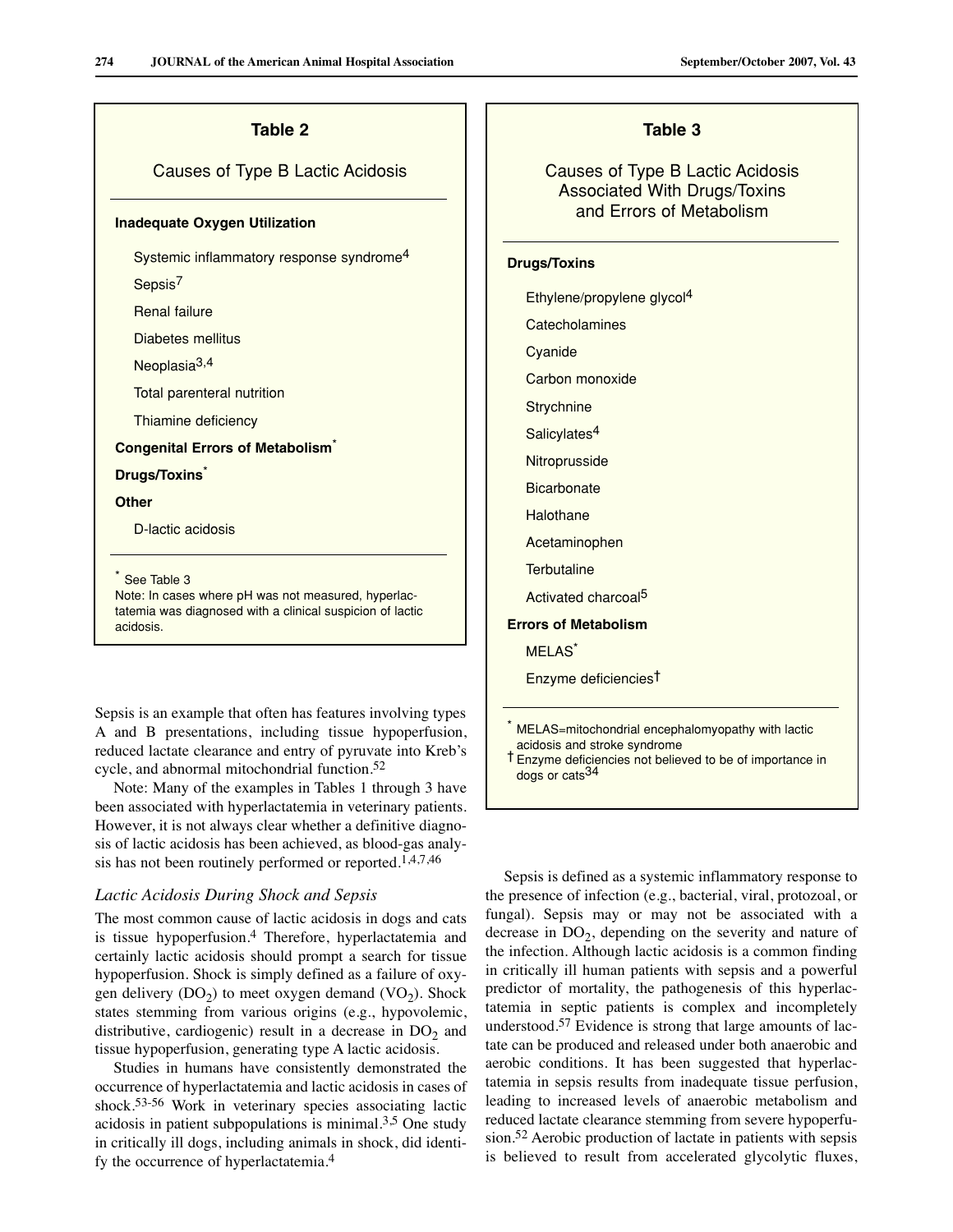**Table 2**

**Causes of Type B Lactic Acidosis**

| Causes of Type B Lactic Acidosis |
|---|
| **Inadequate Oxygen Utilization** |
| Systemic inflammatory response syndrome[4] |
| Sepsis[7] |
| Renal failure |
| Diabetes mellitus |
| Neoplasia[3,4] |
| Total parenteral nutrition |
| Thiamine deficiency |
| **Congenital Errors of Metabolism*** |
| **Drugs/Toxins*** |
| **Other** |
| D-lactic acidosis |

\* See Table 3
Note: In cases where pH was not measured, hyperlactatemia was diagnosed with a clinical suspicion of lactic acidosis.

**Table 3**

**Causes of Type B Lactic Acidosis Associated With Drugs/Toxins and Errors of Metabolism**

| Causes |
|---|
| **Drugs/Toxins** |
| Ethylene/propylene glycol[4] |
| Catecholamines |
| Cyanide |
| Carbon monoxide |
| Strychnine |
| Salicylates[4] |
| Nitroprusside |
| Bicarbonate |
| Halothane |
| Acetaminophen |
| Terbutaline |
| Activated charcoal[5] |
| **Errors of Metabolism** |
| MELAS* |
| Enzyme deficiencies† |

\* MELAS=mitochondrial encephalomyopathy with lactic acidosis and stroke syndrome
† Enzyme deficiencies not believed to be of importance in dogs or cats[34]

Sepsis is an example that often has features involving types A and B presentations, including tissue hypoperfusion, reduced lactate clearance and entry of pyruvate into Kreb's cycle, and abnormal mitochondrial function.[52]

Note: Many of the examples in Tables 1 through 3 have been associated with hyperlactatemia in veterinary patients. However, it is not always clear whether a definitive diagnosis of lactic acidosis has been achieved, as blood-gas analysis has not been routinely performed or reported.[1,4,7,46]

### *Lactic Acidosis During Shock and Sepsis*

The most common cause of lactic acidosis in dogs and cats is tissue hypoperfusion.[4] Therefore, hyperlactatemia and certainly lactic acidosis should prompt a search for tissue hypoperfusion. Shock is simply defined as a failure of oxygen delivery ($DO_2$) to meet oxygen demand ($VO_2$). Shock states stemming from various origins (e.g., hypovolemic, distributive, cardiogenic) result in a decrease in $DO_2$ and tissue hypoperfusion, generating type A lactic acidosis.

Studies in humans have consistently demonstrated the occurrence of hyperlactatemia and lactic acidosis in cases of shock.[53-56] Work in veterinary species associating lactic acidosis in patient subpopulations is minimal.[3,5] One study in critically ill dogs, including animals in shock, did identify the occurrence of hyperlactatemia.[4]

Sepsis is defined as a systemic inflammatory response to the presence of infection (e.g., bacterial, viral, protozoal, or fungal). Sepsis may or may not be associated with a decrease in $DO_2$, depending on the severity and nature of the infection. Although lactic acidosis is a common finding in critically ill human patients with sepsis and a powerful predictor of mortality, the pathogenesis of this hyperlactatemia in septic patients is complex and incompletely understood.[57] Evidence is strong that large amounts of lactate can be produced and released under both anaerobic and aerobic conditions. It has been suggested that hyperlactatemia in sepsis results from inadequate tissue perfusion, leading to increased levels of anaerobic metabolism and reduced lactate clearance stemming from severe hypoperfusion.[52] Aerobic production of lactate in patients with sepsis is believed to result from accelerated glycolytic fluxes,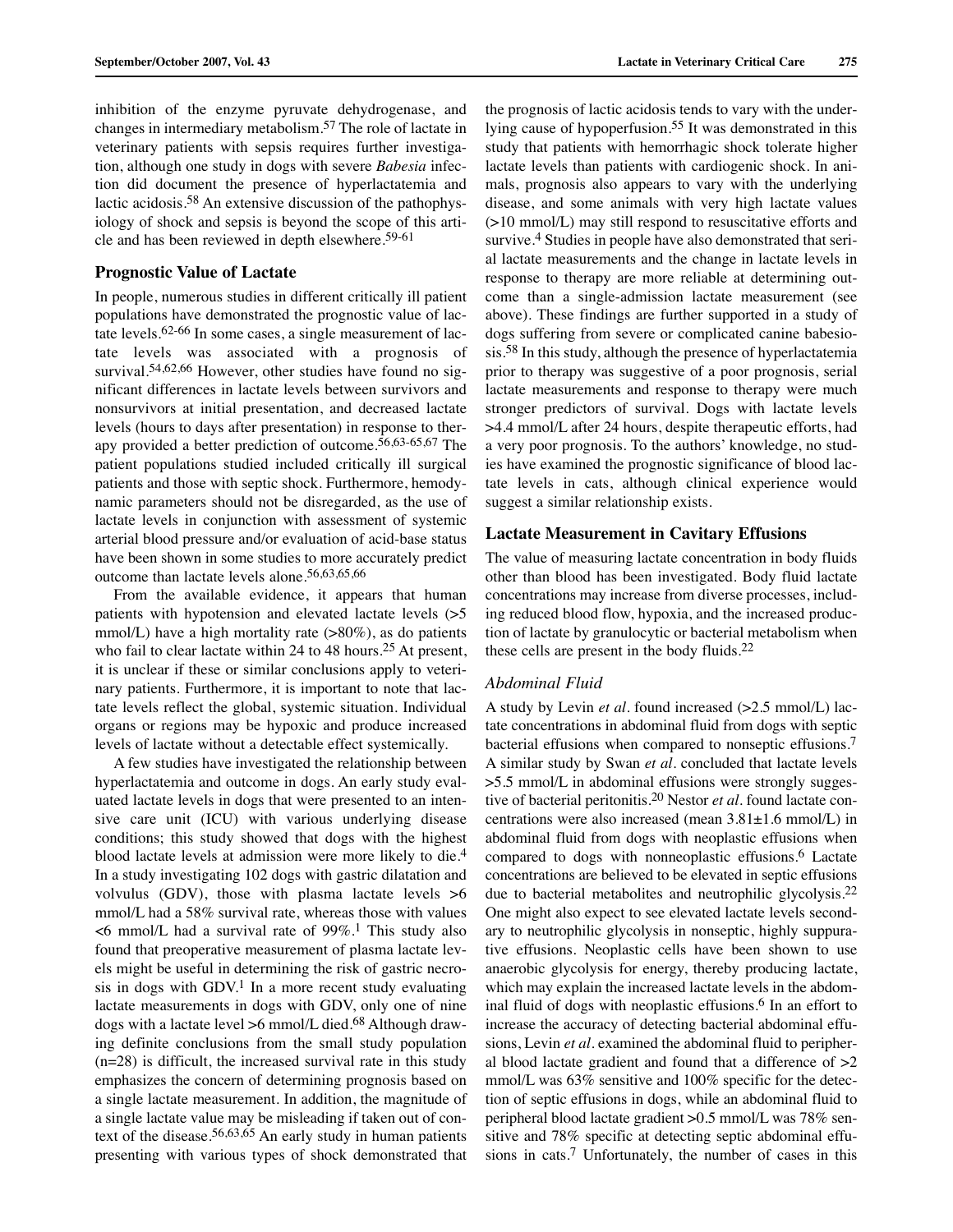inhibition of the enzyme pyruvate dehydrogenase, and changes in intermediary metabolism.[57] The role of lactate in veterinary patients with sepsis requires further investigation, although one study in dogs with severe *Babesia* infection did document the presence of hyperlactatemia and lactic acidosis.[58] An extensive discussion of the pathophysiology of shock and sepsis is beyond the scope of this article and has been reviewed in depth elsewhere.[59-61]

## Prognostic Value of Lactate

In people, numerous studies in different critically ill patient populations have demonstrated the prognostic value of lactate levels.[62-66] In some cases, a single measurement of lactate levels was associated with a prognosis of survival.[54,62,66] However, other studies have found no significant differences in lactate levels between survivors and nonsurvivors at initial presentation, and decreased lactate levels (hours to days after presentation) in response to therapy provided a better prediction of outcome.[56,63-65,67] The patient populations studied included critically ill surgical patients and those with septic shock. Furthermore, hemodynamic parameters should not be disregarded, as the use of lactate levels in conjunction with assessment of systemic arterial blood pressure and/or evaluation of acid-base status have been shown in some studies to more accurately predict outcome than lactate levels alone.[56,63,65,66]

From the available evidence, it appears that human patients with hypotension and elevated lactate levels (>5 mmol/L) have a high mortality rate (>80%), as do patients who fail to clear lactate within 24 to 48 hours.[25] At present, it is unclear if these or similar conclusions apply to veterinary patients. Furthermore, it is important to note that lactate levels reflect the global, systemic situation. Individual organs or regions may be hypoxic and produce increased levels of lactate without a detectable effect systemically.

A few studies have investigated the relationship between hyperlactatemia and outcome in dogs. An early study evaluated lactate levels in dogs that were presented to an intensive care unit (ICU) with various underlying disease conditions; this study showed that dogs with the highest blood lactate levels at admission were more likely to die.[4] In a study investigating 102 dogs with gastric dilatation and volvulus (GDV), those with plasma lactate levels >6 mmol/L had a 58% survival rate, whereas those with values <6 mmol/L had a survival rate of 99%.[1] This study also found that preoperative measurement of plasma lactate levels might be useful in determining the risk of gastric necrosis in dogs with GDV.[1] In a more recent study evaluating lactate measurements in dogs with GDV, only one of nine dogs with a lactate level >6 mmol/L died.[68] Although drawing definite conclusions from the small study population (n=28) is difficult, the increased survival rate in this study emphasizes the concern of determining prognosis based on a single lactate measurement. In addition, the magnitude of a single lactate value may be misleading if taken out of context of the disease.[56,63,65] An early study in human patients presenting with various types of shock demonstrated that the prognosis of lactic acidosis tends to vary with the underlying cause of hypoperfusion.[55] It was demonstrated in this study that patients with hemorrhagic shock tolerate higher lactate levels than patients with cardiogenic shock. In animals, prognosis also appears to vary with the underlying disease, and some animals with very high lactate values (>10 mmol/L) may still respond to resuscitative efforts and survive.[4] Studies in people have also demonstrated that serial lactate measurements and the change in lactate levels in response to therapy are more reliable at determining outcome than a single-admission lactate measurement (see above). These findings are further supported in a study of dogs suffering from severe or complicated canine babesiosis.[58] In this study, although the presence of hyperlactatemia prior to therapy was suggestive of a poor prognosis, serial lactate measurements and response to therapy were much stronger predictors of survival. Dogs with lactate levels >4.4 mmol/L after 24 hours, despite therapeutic efforts, had a very poor prognosis. To the authors' knowledge, no studies have examined the prognostic significance of blood lactate levels in cats, although clinical experience would suggest a similar relationship exists.

## Lactate Measurement in Cavitary Effusions

The value of measuring lactate concentration in body fluids other than blood has been investigated. Body fluid lactate concentrations may increase from diverse processes, including reduced blood flow, hypoxia, and the increased production of lactate by granulocytic or bacterial metabolism when these cells are present in the body fluids.[22]

### *Abdominal Fluid*

A study by Levin *et al*. found increased (>2.5 mmol/L) lactate concentrations in abdominal fluid from dogs with septic bacterial effusions when compared to nonseptic effusions.[7] A similar study by Swan *et al*. concluded that lactate levels >5.5 mmol/L in abdominal effusions were strongly suggestive of bacterial peritonitis.[20] Nestor *et al*. found lactate concentrations were also increased (mean 3.81±1.6 mmol/L) in abdominal fluid from dogs with neoplastic effusions when compared to dogs with nonneoplastic effusions.[6] Lactate concentrations are believed to be elevated in septic effusions due to bacterial metabolites and neutrophilic glycolysis.[22] One might also expect to see elevated lactate levels secondary to neutrophilic glycolysis in nonseptic, highly suppurative effusions. Neoplastic cells have been shown to use anaerobic glycolysis for energy, thereby producing lactate, which may explain the increased lactate levels in the abdominal fluid of dogs with neoplastic effusions.[6] In an effort to increase the accuracy of detecting bacterial abdominal effusions, Levin *et al*. examined the abdominal fluid to peripheral blood lactate gradient and found that a difference of >2 mmol/L was 63% sensitive and 100% specific for the detection of septic effusions in dogs, while an abdominal fluid to peripheral blood lactate gradient >0.5 mmol/L was 78% sensitive and 78% specific at detecting septic abdominal effusions in cats.[7] Unfortunately, the number of cases in this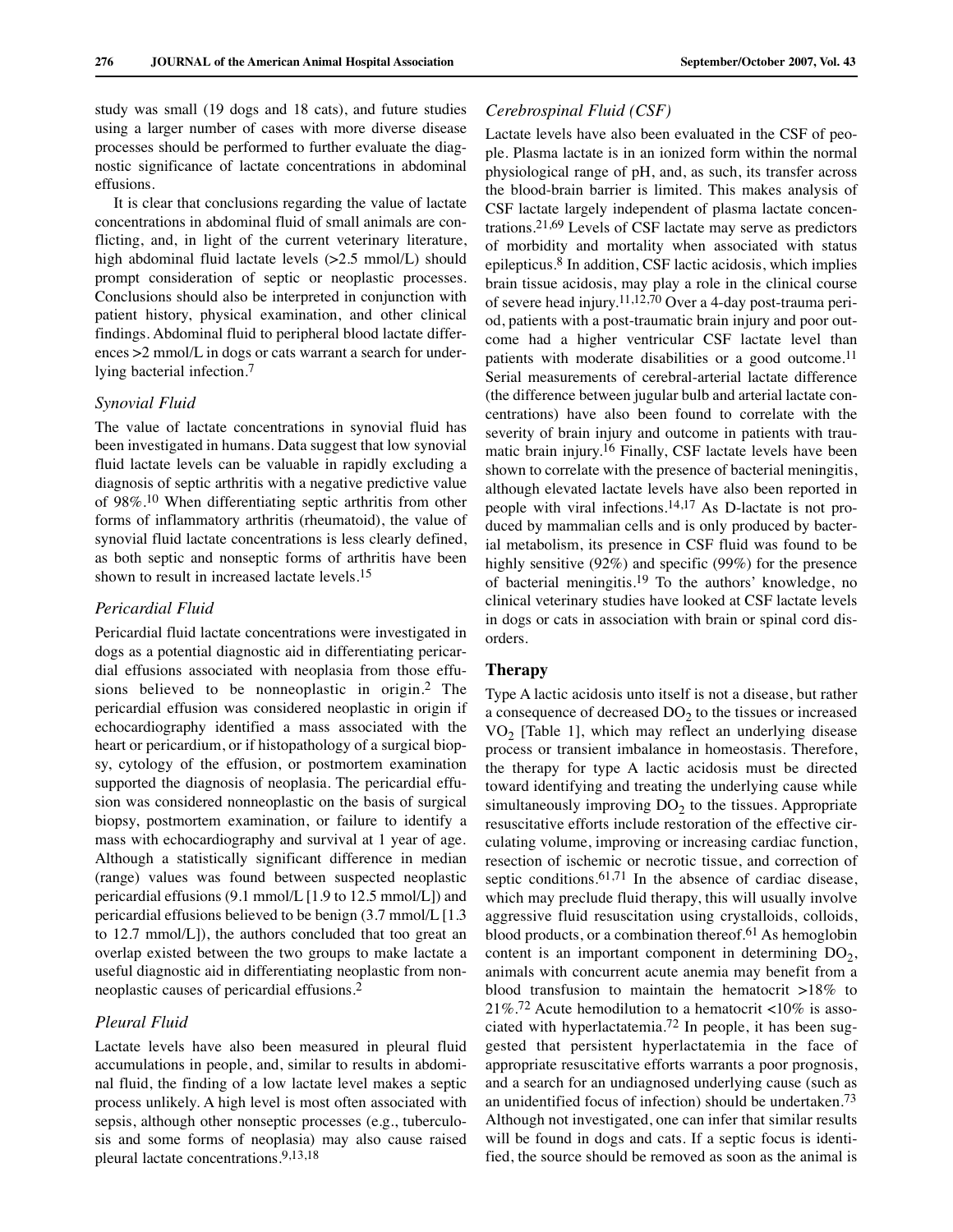study was small (19 dogs and 18 cats), and future studies using a larger number of cases with more diverse disease processes should be performed to further evaluate the diagnostic significance of lactate concentrations in abdominal effusions.

It is clear that conclusions regarding the value of lactate concentrations in abdominal fluid of small animals are conflicting, and, in light of the current veterinary literature, high abdominal fluid lactate levels (>2.5 mmol/L) should prompt consideration of septic or neoplastic processes. Conclusions should also be interpreted in conjunction with patient history, physical examination, and other clinical findings. Abdominal fluid to peripheral blood lactate differences >2 mmol/L in dogs or cats warrant a search for underlying bacterial infection.[7]

### *Synovial Fluid*

The value of lactate concentrations in synovial fluid has been investigated in humans. Data suggest that low synovial fluid lactate levels can be valuable in rapidly excluding a diagnosis of septic arthritis with a negative predictive value of 98%.[10] When differentiating septic arthritis from other forms of inflammatory arthritis (rheumatoid), the value of synovial fluid lactate concentrations is less clearly defined, as both septic and nonseptic forms of arthritis have been shown to result in increased lactate levels.[15]

### *Pericardial Fluid*

Pericardial fluid lactate concentrations were investigated in dogs as a potential diagnostic aid in differentiating pericardial effusions associated with neoplasia from those effusions believed to be nonneoplastic in origin.[2] The pericardial effusion was considered neoplastic in origin if echocardiography identified a mass associated with the heart or pericardium, or if histopathology of a surgical biopsy, cytology of the effusion, or postmortem examination supported the diagnosis of neoplasia. The pericardial effusion was considered nonneoplastic on the basis of surgical biopsy, postmortem examination, or failure to identify a mass with echocardiography and survival at 1 year of age. Although a statistically significant difference in median (range) values was found between suspected neoplastic pericardial effusions (9.1 mmol/L [1.9 to 12.5 mmol/L]) and pericardial effusions believed to be benign (3.7 mmol/L [1.3 to 12.7 mmol/L]), the authors concluded that too great an overlap existed between the two groups to make lactate a useful diagnostic aid in differentiating neoplastic from nonneoplastic causes of pericardial effusions.[2]

### *Pleural Fluid*

Lactate levels have also been measured in pleural fluid accumulations in people, and, similar to results in abdominal fluid, the finding of a low lactate level makes a septic process unlikely. A high level is most often associated with sepsis, although other nonseptic processes (e.g., tuberculosis and some forms of neoplasia) may also cause raised pleural lactate concentrations.[9,13,18]

### *Cerebrospinal Fluid (CSF)*

Lactate levels have also been evaluated in the CSF of people. Plasma lactate is in an ionized form within the normal physiological range of pH, and, as such, its transfer across the blood-brain barrier is limited. This makes analysis of CSF lactate largely independent of plasma lactate concentrations.[21,69] Levels of CSF lactate may serve as predictors of morbidity and mortality when associated with status epilepticus.[8] In addition, CSF lactic acidosis, which implies brain tissue acidosis, may play a role in the clinical course of severe head injury.[11,12,70] Over a 4-day post-trauma period, patients with a post-traumatic brain injury and poor outcome had a higher ventricular CSF lactate level than patients with moderate disabilities or a good outcome.[11] Serial measurements of cerebral-arterial lactate difference (the difference between jugular bulb and arterial lactate concentrations) have also been found to correlate with the severity of brain injury and outcome in patients with traumatic brain injury.[16] Finally, CSF lactate levels have been shown to correlate with the presence of bacterial meningitis, although elevated lactate levels have also been reported in people with viral infections.[14,17] As D-lactate is not produced by mammalian cells and is only produced by bacterial metabolism, its presence in CSF fluid was found to be highly sensitive (92%) and specific (99%) for the presence of bacterial meningitis.[19] To the authors' knowledge, no clinical veterinary studies have looked at CSF lactate levels in dogs or cats in association with brain or spinal cord disorders.

## Therapy

Type A lactic acidosis unto itself is not a disease, but rather a consequence of decreased $DO_2$ to the tissues or increased $VO_2$ [Table 1], which may reflect an underlying disease process or transient imbalance in homeostasis. Therefore, the therapy for type A lactic acidosis must be directed toward identifying and treating the underlying cause while simultaneously improving $DO_2$ to the tissues. Appropriate resuscitative efforts include restoration of the effective circulating volume, improving or increasing cardiac function, resection of ischemic or necrotic tissue, and correction of septic conditions.[61,71] In the absence of cardiac disease, which may preclude fluid therapy, this will usually involve aggressive fluid resuscitation using crystalloids, colloids, blood products, or a combination thereof.[61] As hemoglobin content is an important component in determining $DO_2$, animals with concurrent acute anemia may benefit from a blood transfusion to maintain the hematocrit >18% to 21%.[72] Acute hemodilution to a hematocrit <10% is associated with hyperlactatemia.[72] In people, it has been suggested that persistent hyperlactatemia in the face of appropriate resuscitative efforts warrants a poor prognosis, and a search for an undiagnosed underlying cause (such as an unidentified focus of infection) should be undertaken.[73] Although not investigated, one can infer that similar results will be found in dogs and cats. If a septic focus is identified, the source should be removed as soon as the animal is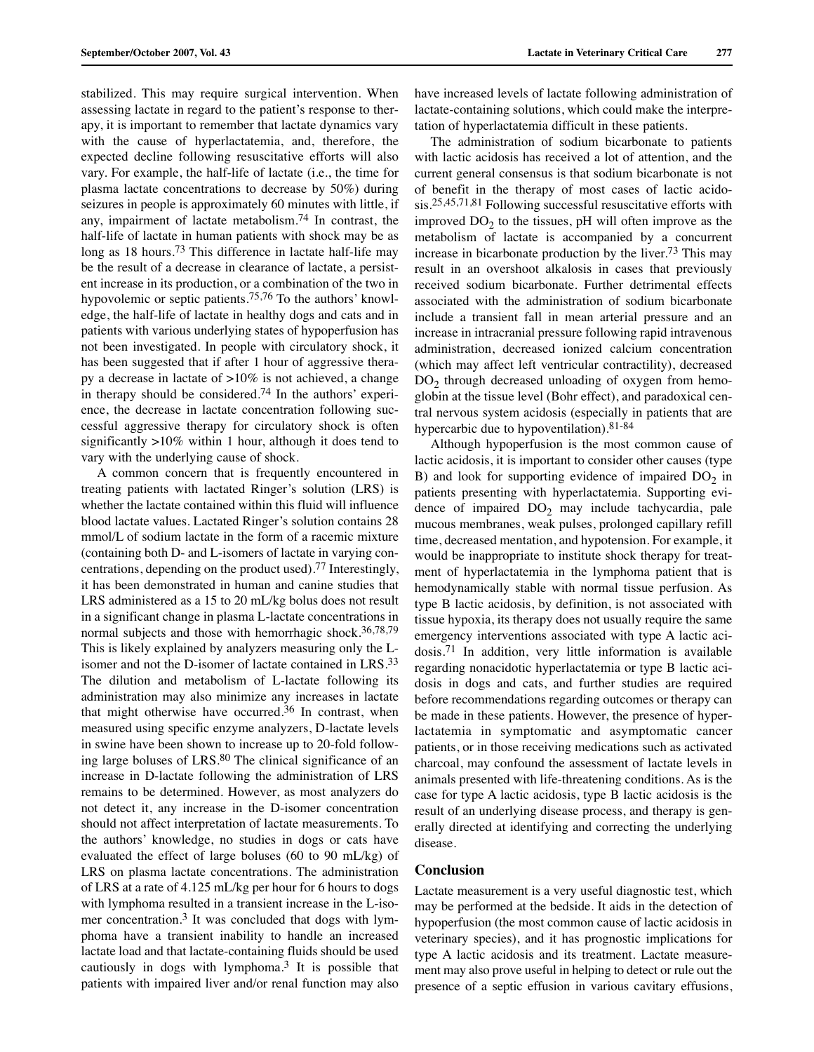stabilized. This may require surgical intervention. When assessing lactate in regard to the patient's response to therapy, it is important to remember that lactate dynamics vary with the cause of hyperlactatemia, and, therefore, the expected decline following resuscitative efforts will also vary. For example, the half-life of lactate (i.e., the time for plasma lactate concentrations to decrease by 50%) during seizures in people is approximately 60 minutes with little, if any, impairment of lactate metabolism.[74] In contrast, the half-life of lactate in human patients with shock may be as long as 18 hours.[73] This difference in lactate half-life may be the result of a decrease in clearance of lactate, a persistent increase in its production, or a combination of the two in hypovolemic or septic patients.[75,76] To the authors' knowledge, the half-life of lactate in healthy dogs and cats and in patients with various underlying states of hypoperfusion has not been investigated. In people with circulatory shock, it has been suggested that if after 1 hour of aggressive therapy a decrease in lactate of >10% is not achieved, a change in therapy should be considered.[74] In the authors' experience, the decrease in lactate concentration following successful aggressive therapy for circulatory shock is often significantly >10% within 1 hour, although it does tend to vary with the underlying cause of shock.

A common concern that is frequently encountered in treating patients with lactated Ringer's solution (LRS) is whether the lactate contained within this fluid will influence blood lactate values. Lactated Ringer's solution contains 28 mmol/L of sodium lactate in the form of a racemic mixture (containing both D- and L-isomers of lactate in varying concentrations, depending on the product used).[77] Interestingly, it has been demonstrated in human and canine studies that LRS administered as a 15 to 20 mL/kg bolus does not result in a significant change in plasma L-lactate concentrations in normal subjects and those with hemorrhagic shock.[36,78,79] This is likely explained by analyzers measuring only the L-isomer and not the D-isomer of lactate contained in LRS.[33] The dilution and metabolism of L-lactate following its administration may also minimize any increases in lactate that might otherwise have occurred.[36] In contrast, when measured using specific enzyme analyzers, D-lactate levels in swine have been shown to increase up to 20-fold following large boluses of LRS.[80] The clinical significance of an increase in D-lactate following the administration of LRS remains to be determined. However, as most analyzers do not detect it, any increase in the D-isomer concentration should not affect interpretation of lactate measurements. To the authors' knowledge, no studies in dogs or cats have evaluated the effect of large boluses (60 to 90 mL/kg) of LRS on plasma lactate concentrations. The administration of LRS at a rate of 4.125 mL/kg per hour for 6 hours to dogs with lymphoma resulted in a transient increase in the L-isomer concentration.[3] It was concluded that dogs with lymphoma have a transient inability to handle an increased lactate load and that lactate-containing fluids should be used cautiously in dogs with lymphoma.[3] It is possible that patients with impaired liver and/or renal function may also have increased levels of lactate following administration of lactate-containing solutions, which could make the interpretation of hyperlactatemia difficult in these patients.

The administration of sodium bicarbonate to patients with lactic acidosis has received a lot of attention, and the current general consensus is that sodium bicarbonate is not of benefit in the therapy of most cases of lactic acidosis.[25,45,71,81] Following successful resuscitative efforts with improved $DO_2$ to the tissues, pH will often improve as the metabolism of lactate is accompanied by a concurrent increase in bicarbonate production by the liver.[73] This may result in an overshoot alkalosis in cases that previously received sodium bicarbonate. Further detrimental effects associated with the administration of sodium bicarbonate include a transient fall in mean arterial pressure and an increase in intracranial pressure following rapid intravenous administration, decreased ionized calcium concentration (which may affect left ventricular contractility), decreased $DO_2$ through decreased unloading of oxygen from hemoglobin at the tissue level (Bohr effect), and paradoxical central nervous system acidosis (especially in patients that are hypercarbic due to hypoventilation).[81-84]

Although hypoperfusion is the most common cause of lactic acidosis, it is important to consider other causes (type B) and look for supporting evidence of impaired $DO_2$ in patients presenting with hyperlactatemia. Supporting evidence of impaired $DO_2$ may include tachycardia, pale mucous membranes, weak pulses, prolonged capillary refill time, decreased mentation, and hypotension. For example, it would be inappropriate to institute shock therapy for treatment of hyperlactatemia in the lymphoma patient that is hemodynamically stable with normal tissue perfusion. As type B lactic acidosis, by definition, is not associated with tissue hypoxia, its therapy does not usually require the same emergency interventions associated with type A lactic acidosis.[71] In addition, very little information is available regarding nonacidotic hyperlactatemia or type B lactic acidosis in dogs and cats, and further studies are required before recommendations regarding outcomes or therapy can be made in these patients. However, the presence of hyperlactatemia in symptomatic and asymptomatic cancer patients, or in those receiving medications such as activated charcoal, may confound the assessment of lactate levels in animals presented with life-threatening conditions. As is the case for type A lactic acidosis, type B lactic acidosis is the result of an underlying disease process, and therapy is generally directed at identifying and correcting the underlying disease.

## Conclusion

Lactate measurement is a very useful diagnostic test, which may be performed at the bedside. It aids in the detection of hypoperfusion (the most common cause of lactic acidosis in veterinary species), and it has prognostic implications for type A lactic acidosis and its treatment. Lactate measurement may also prove useful in helping to detect or rule out the presence of a septic effusion in various cavitary effusions,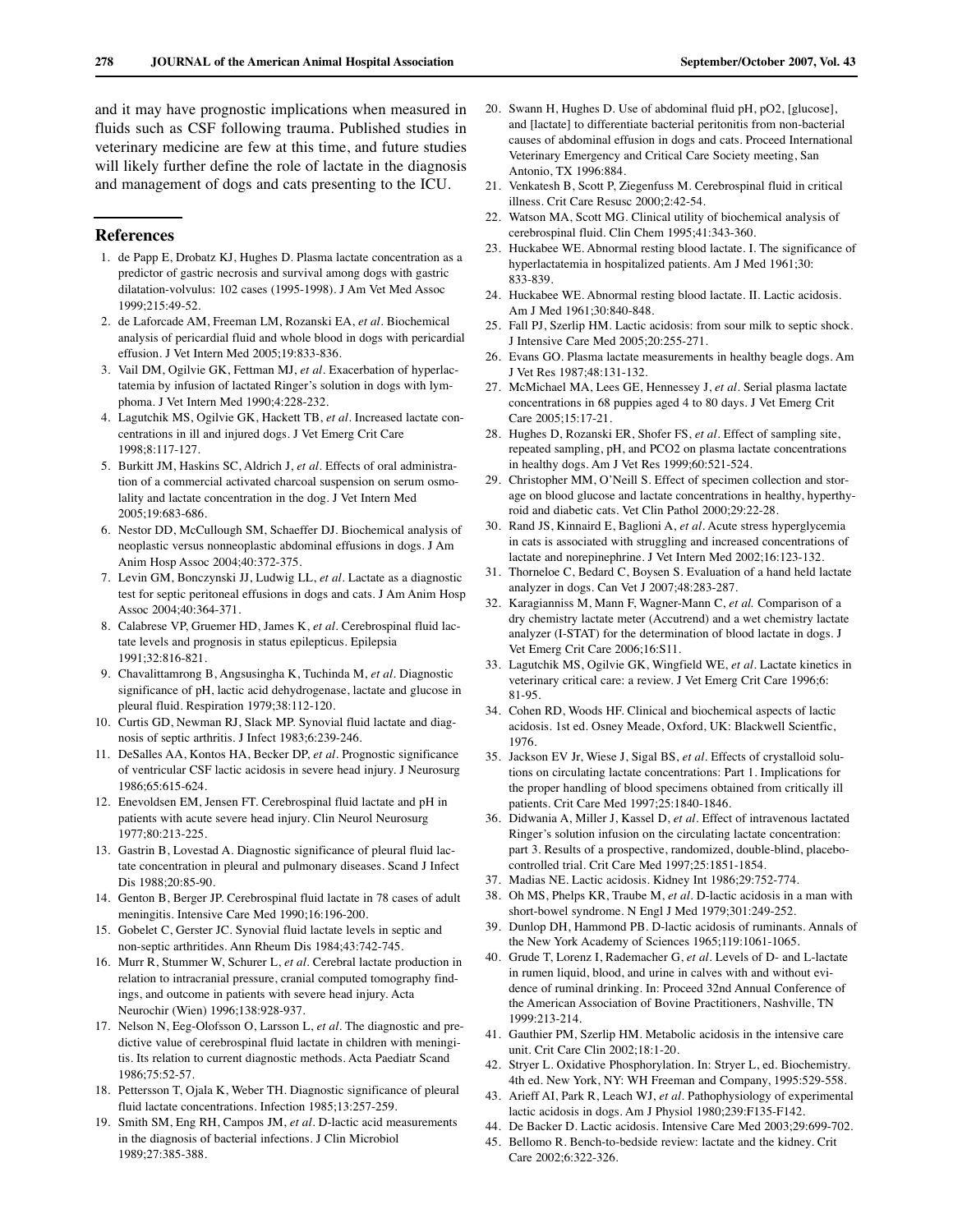and it may have prognostic implications when measured in fluids such as CSF following trauma. Published studies in veterinary medicine are few at this time, and future studies will likely further define the role of lactate in the diagnosis and management of dogs and cats presenting to the ICU.

## References

1. de Papp E, Drobatz KJ, Hughes D. Plasma lactate concentration as a predictor of gastric necrosis and survival among dogs with gastric dilatation-volvulus: 102 cases (1995-1998). J Am Vet Med Assoc 1999;215:49-52.
2. de Laforcade AM, Freeman LM, Rozanski EA, *et al*. Biochemical analysis of pericardial fluid and whole blood in dogs with pericardial effusion. J Vet Intern Med 2005;19:833-836.
3. Vail DM, Ogilvie GK, Fettman MJ, *et al*. Exacerbation of hyperlactatemia by infusion of lactated Ringer's solution in dogs with lymphoma. J Vet Intern Med 1990;4:228-232.
4. Lagutchik MS, Ogilvie GK, Hackett TB, *et al*. Increased lactate concentrations in ill and injured dogs. J Vet Emerg Crit Care 1998;8:117-127.
5. Burkitt JM, Haskins SC, Aldrich J, *et al*. Effects of oral administration of a commercial activated charcoal suspension on serum osmolality and lactate concentration in the dog. J Vet Intern Med 2005;19:683-686.
6. Nestor DD, McCullough SM, Schaeffer DJ. Biochemical analysis of neoplastic versus nonneoplastic abdominal effusions in dogs. J Am Anim Hosp Assoc 2004;40:372-375.
7. Levin GM, Bonczynski JJ, Ludwig LL, *et al*. Lactate as a diagnostic test for septic peritoneal effusions in dogs and cats. J Am Anim Hosp Assoc 2004;40:364-371.
8. Calabrese VP, Gruemer HD, James K, *et al*. Cerebrospinal fluid lactate levels and prognosis in status epilepticus. Epilepsia 1991;32:816-821.
9. Chavalittamrong B, Angsusingha K, Tuchinda M, *et al*. Diagnostic significance of pH, lactic acid dehydrogenase, lactate and glucose in pleural fluid. Respiration 1979;38:112-120.
10. Curtis GD, Newman RJ, Slack MP. Synovial fluid lactate and diagnosis of septic arthritis. J Infect 1983;6:239-246.
11. DeSalles AA, Kontos HA, Becker DP, *et al*. Prognostic significance of ventricular CSF lactic acidosis in severe head injury. J Neurosurg 1986;65:615-624.
12. Enevoldsen EM, Jensen FT. Cerebrospinal fluid lactate and pH in patients with acute severe head injury. Clin Neurol Neurosurg 1977;80:213-225.
13. Gastrin B, Lovestad A. Diagnostic significance of pleural fluid lactate concentration in pleural and pulmonary diseases. Scand J Infect Dis 1988;20:85-90.
14. Genton B, Berger JP. Cerebrospinal fluid lactate in 78 cases of adult meningitis. Intensive Care Med 1990;16:196-200.
15. Gobelet C, Gerster JC. Synovial fluid lactate levels in septic and non-septic arthritides. Ann Rheum Dis 1984;43:742-745.
16. Murr R, Stummer W, Schurer L, *et al*. Cerebral lactate production in relation to intracranial pressure, cranial computed tomography findings, and outcome in patients with severe head injury. Acta Neurochir (Wien) 1996;138:928-937.
17. Nelson N, Eeg-Olofsson O, Larsson L, *et al*. The diagnostic and predictive value of cerebrospinal fluid lactate in children with meningitis. Its relation to current diagnostic methods. Acta Paediatr Scand 1986;75:52-57.
18. Pettersson T, Ojala K, Weber TH. Diagnostic significance of pleural fluid lactate concentrations. Infection 1985;13:257-259.
19. Smith SM, Eng RH, Campos JM, *et al*. D-lactic acid measurements in the diagnosis of bacterial infections. J Clin Microbiol 1989;27:385-388.
20. Swann H, Hughes D. Use of abdominal fluid pH, pO2, [glucose], and [lactate] to differentiate bacterial peritonitis from non-bacterial causes of abdominal effusion in dogs and cats. Proceed International Veterinary Emergency and Critical Care Society meeting, San Antonio, TX 1996:884.
21. Venkatesh B, Scott P, Ziegenfuss M. Cerebrospinal fluid in critical illness. Crit Care Resusc 2000;2:42-54.
22. Watson MA, Scott MG. Clinical utility of biochemical analysis of cerebrospinal fluid. Clin Chem 1995;41:343-360.
23. Huckabee WE. Abnormal resting blood lactate. I. The significance of hyperlactatemia in hospitalized patients. Am J Med 1961;30: 833-839.
24. Huckabee WE. Abnormal resting blood lactate. II. Lactic acidosis. Am J Med 1961;30:840-848.
25. Fall PJ, Szerlip HM. Lactic acidosis: from sour milk to septic shock. J Intensive Care Med 2005;20:255-271.
26. Evans GO. Plasma lactate measurements in healthy beagle dogs. Am J Vet Res 1987;48:131-132.
27. McMichael MA, Lees GE, Hennessey J, *et al*. Serial plasma lactate concentrations in 68 puppies aged 4 to 80 days. J Vet Emerg Crit Care 2005;15:17-21.
28. Hughes D, Rozanski ER, Shofer FS, *et al*. Effect of sampling site, repeated sampling, pH, and PCO2 on plasma lactate concentrations in healthy dogs. Am J Vet Res 1999;60:521-524.
29. Christopher MM, O'Neill S. Effect of specimen collection and storage on blood glucose and lactate concentrations in healthy, hyperthyroid and diabetic cats. Vet Clin Pathol 2000;29:22-28.
30. Rand JS, Kinnaird E, Baglioni A, *et al*. Acute stress hyperglycemia in cats is associated with struggling and increased concentrations of lactate and norepinephrine. J Vet Intern Med 2002;16:123-132.
31. Thorneloe C, Bedard C, Boysen S. Evaluation of a hand held lactate analyzer in dogs. Can Vet J 2007;48:283-287.
32. Karagianniss M, Mann F, Wagner-Mann C, *et al.* Comparison of a dry chemistry lactate meter (Accutrend) and a wet chemistry lactate analyzer (I-STAT) for the determination of blood lactate in dogs. J Vet Emerg Crit Care 2006;16:S11.
33. Lagutchik MS, Ogilvie GK, Wingfield WE, *et al*. Lactate kinetics in veterinary critical care: a review. J Vet Emerg Crit Care 1996;6: 81-95.
34. Cohen RD, Woods HF. Clinical and biochemical aspects of lactic acidosis. 1st ed. Osney Meade, Oxford, UK: Blackwell Scientfic, 1976.
35. Jackson EV Jr, Wiese J, Sigal BS, *et al*. Effects of crystalloid solutions on circulating lactate concentrations: Part 1. Implications for the proper handling of blood specimens obtained from critically ill patients. Crit Care Med 1997;25:1840-1846.
36. Didwania A, Miller J, Kassel D, *et al*. Effect of intravenous lactated Ringer's solution infusion on the circulating lactate concentration: part 3. Results of a prospective, randomized, double-blind, placebo-controlled trial. Crit Care Med 1997;25:1851-1854.
37. Madias NE. Lactic acidosis. Kidney Int 1986;29:752-774.
38. Oh MS, Phelps KR, Traube M, *et al*. D-lactic acidosis in a man with short-bowel syndrome. N Engl J Med 1979;301:249-252.
39. Dunlop DH, Hammond PB. D-lactic acidosis of ruminants. Annals of the New York Academy of Sciences 1965;119:1061-1065.
40. Grude T, Lorenz I, Rademacher G, *et al*. Levels of D- and L-lactate in rumen liquid, blood, and urine in calves with and without evidence of ruminal drinking. In: Proceed 32nd Annual Conference of the American Association of Bovine Practitioners, Nashville, TN 1999:213-214.
41. Gauthier PM, Szerlip HM. Metabolic acidosis in the intensive care unit. Crit Care Clin 2002;18:1-20.
42. Stryer L. Oxidative Phosphorylation. In: Stryer L, ed. Biochemistry. 4th ed. New York, NY: WH Freeman and Company, 1995:529-558.
43. Arieff AI, Park R, Leach WJ, *et al*. Pathophysiology of experimental lactic acidosis in dogs. Am J Physiol 1980;239:F135-F142.
44. De Backer D. Lactic acidosis. Intensive Care Med 2003;29:699-702.
45. Bellomo R. Bench-to-bedside review: lactate and the kidney. Crit Care 2002;6:322-326.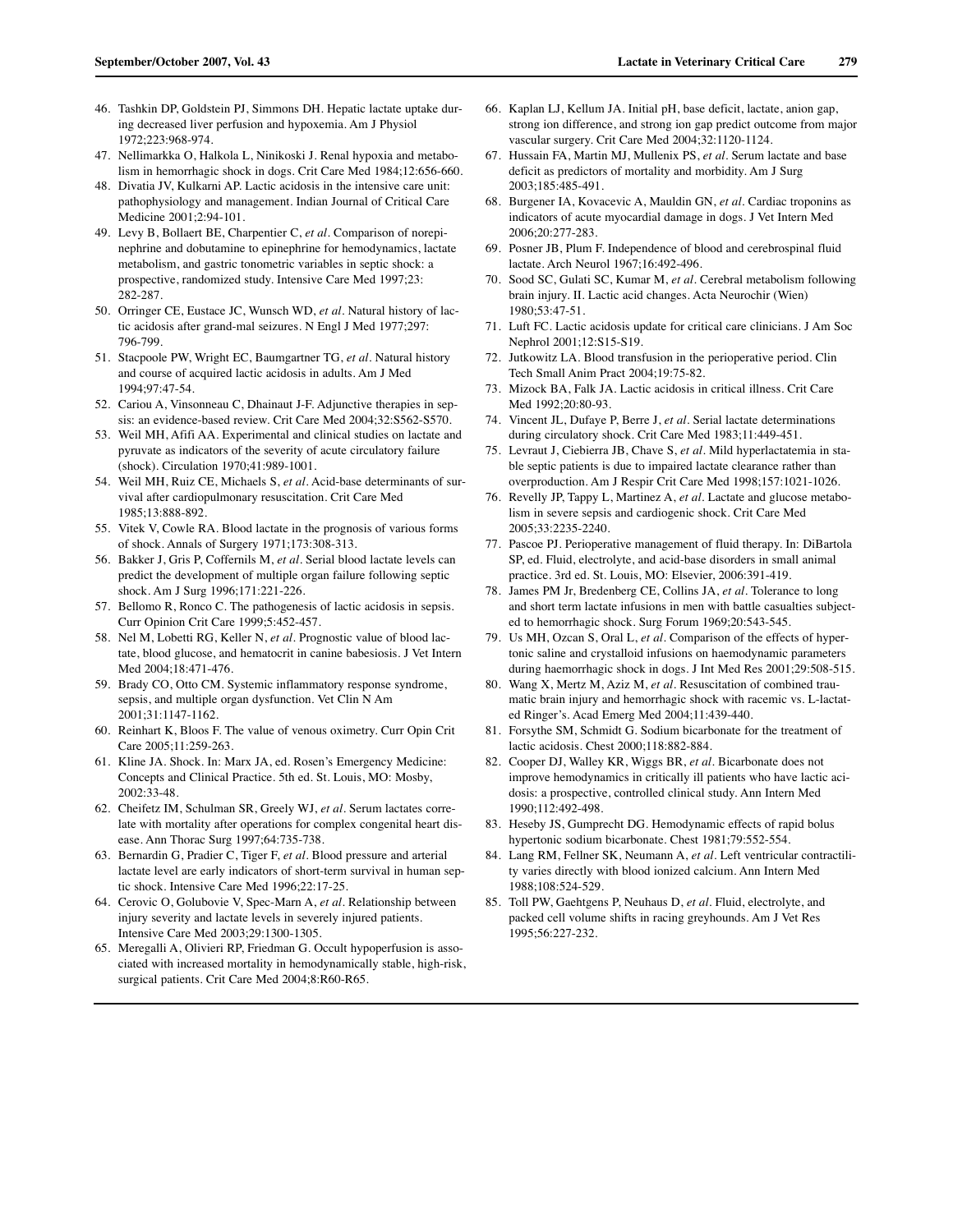46. Tashkin DP, Goldstein PJ, Simmons DH. Hepatic lactate uptake during decreased liver perfusion and hypoxemia. Am J Physiol 1972;223:968-974.
47. Nellimarkka O, Halkola L, Ninikoski J. Renal hypoxia and metabolism in hemorrhagic shock in dogs. Crit Care Med 1984;12:656-660.
48. Divatia JV, Kulkarni AP. Lactic acidosis in the intensive care unit: pathophysiology and management. Indian Journal of Critical Care Medicine 2001;2:94-101.
49. Levy B, Bollaert BE, Charpentier C, *et al*. Comparison of norepinephrine and dobutamine to epinephrine for hemodynamics, lactate metabolism, and gastric tonometric variables in septic shock: a prospective, randomized study. Intensive Care Med 1997;23: 282-287.
50. Orringer CE, Eustace JC, Wunsch WD, *et al*. Natural history of lactic acidosis after grand-mal seizures. N Engl J Med 1977;297: 796-799.
51. Stacpoole PW, Wright EC, Baumgartner TG, *et al*. Natural history and course of acquired lactic acidosis in adults. Am J Med 1994;97:47-54.
52. Cariou A, Vinsonneau C, Dhainaut J-F. Adjunctive therapies in sepsis: an evidence-based review. Crit Care Med 2004;32:S562-S570.
53. Weil MH, Afifi AA. Experimental and clinical studies on lactate and pyruvate as indicators of the severity of acute circulatory failure (shock). Circulation 1970;41:989-1001.
54. Weil MH, Ruiz CE, Michaels S, *et al*. Acid-base determinants of survival after cardiopulmonary resuscitation. Crit Care Med 1985;13:888-892.
55. Vitek V, Cowle RA. Blood lactate in the prognosis of various forms of shock. Annals of Surgery 1971;173:308-313.
56. Bakker J, Gris P, Coffernils M, *et al*. Serial blood lactate levels can predict the development of multiple organ failure following septic shock. Am J Surg 1996;171:221-226.
57. Bellomo R, Ronco C. The pathogenesis of lactic acidosis in sepsis. Curr Opinion Crit Care 1999;5:452-457.
58. Nel M, Lobetti RG, Keller N, *et al*. Prognostic value of blood lactate, blood glucose, and hematocrit in canine babesiosis. J Vet Intern Med 2004;18:471-476.
59. Brady CO, Otto CM. Systemic inflammatory response syndrome, sepsis, and multiple organ dysfunction. Vet Clin N Am 2001;31:1147-1162.
60. Reinhart K, Bloos F. The value of venous oximetry. Curr Opin Crit Care 2005;11:259-263.
61. Kline JA. Shock. In: Marx JA, ed. Rosen's Emergency Medicine: Concepts and Clinical Practice. 5th ed. St. Louis, MO: Mosby, 2002:33-48.
62. Cheifetz IM, Schulman SR, Greely WJ, *et al*. Serum lactates correlate with mortality after operations for complex congenital heart disease. Ann Thorac Surg 1997;64:735-738.
63. Bernardin G, Pradier C, Tiger F, *et al*. Blood pressure and arterial lactate level are early indicators of short-term survival in human septic shock. Intensive Care Med 1996;22:17-25.
64. Cerovic O, Golubovic V, Spec-Marn A, *et al*. Relationship between injury severity and lactate levels in severely injured patients. Intensive Care Med 2003;29:1300-1305.
65. Meregalli A, Olivieri RP, Friedman G. Occult hypoperfusion is associated with increased mortality in hemodynamically stable, high-risk, surgical patients. Crit Care Med 2004;8:R60-R65.
66. Kaplan LJ, Kellum JA. Initial pH, base deficit, lactate, anion gap, strong ion difference, and strong ion gap predict outcome from major vascular surgery. Crit Care Med 2004;32:1120-1124.
67. Hussain FA, Martin MJ, Mullenix PS, *et al*. Serum lactate and base deficit as predictors of mortality and morbidity. Am J Surg 2003;185:485-491.
68. Burgener IA, Kovacevic A, Mauldin GN, *et al*. Cardiac troponins as indicators of acute myocardial damage in dogs. J Vet Intern Med 2006;20:277-283.
69. Posner JB, Plum F. Independence of blood and cerebrospinal fluid lactate. Arch Neurol 1967;16:492-496.
70. Sood SC, Gulati SC, Kumar M, *et al*. Cerebral metabolism following brain injury. II. Lactic acid changes. Acta Neurochir (Wien) 1980;53:47-51.
71. Luft FC. Lactic acidosis update for critical care clinicians. J Am Soc Nephrol 2001;12:S15-S19.
72. Jutkowitz LA. Blood transfusion in the perioperative period. Clin Tech Small Anim Pract 2004;19:75-82.
73. Mizock BA, Falk JA. Lactic acidosis in critical illness. Crit Care Med 1992;20:80-93.
74. Vincent JL, Dufaye P, Berre J, *et al*. Serial lactate determinations during circulatory shock. Crit Care Med 1983;11:449-451.
75. Levraut J, Ciebierra JB, Chave S, *et al*. Mild hyperlactatemia in stable septic patients is due to impaired lactate clearance rather than overproduction. Am J Respir Crit Care Med 1998;157:1021-1026.
76. Revelly JP, Tappy L, Martinez A, *et al*. Lactate and glucose metabolism in severe sepsis and cardiogenic shock. Crit Care Med 2005;33:2235-2240.
77. Pascoe PJ. Perioperative management of fluid therapy. In: DiBartola SP, ed. Fluid, electrolyte, and acid-base disorders in small animal practice. 3rd ed. St. Louis, MO: Elsevier, 2006:391-419.
78. James PM Jr, Bredenberg CE, Collins JA, *et al*. Tolerance to long and short term lactate infusions in men with battle casualties subjected to hemorrhagic shock. Surg Forum 1969;20:543-545.
79. Us MH, Ozcan S, Oral L, *et al*. Comparison of the effects of hypertonic saline and crystalloid infusions on haemodynamic parameters during haemorrhagic shock in dogs. J Int Med Res 2001;29:508-515.
80. Wang X, Mertz M, Aziz M, *et al*. Resuscitation of combined traumatic brain injury and hemorrhagic shock with racemic vs. L-lactated Ringer's. Acad Emerg Med 2004;11:439-440.
81. Forsythe SM, Schmidt G. Sodium bicarbonate for the treatment of lactic acidosis. Chest 2000;118:882-884.
82. Cooper DJ, Walley KR, Wiggs BR, *et al*. Bicarbonate does not improve hemodynamics in critically ill patients who have lactic acidosis: a prospective, controlled clinical study. Ann Intern Med 1990;112:492-498.
83. Heseby JS, Gumprecht DG. Hemodynamic effects of rapid bolus hypertonic sodium bicarbonate. Chest 1981;79:552-554.
84. Lang RM, Fellner SK, Neumann A, *et al*. Left ventricular contractility varies directly with blood ionized calcium. Ann Intern Med 1988;108:524-529.
85. Toll PW, Gaehtgens P, Neuhaus D, *et al*. Fluid, electrolyte, and packed cell volume shifts in racing greyhounds. Am J Vet Res 1995;56:227-232.